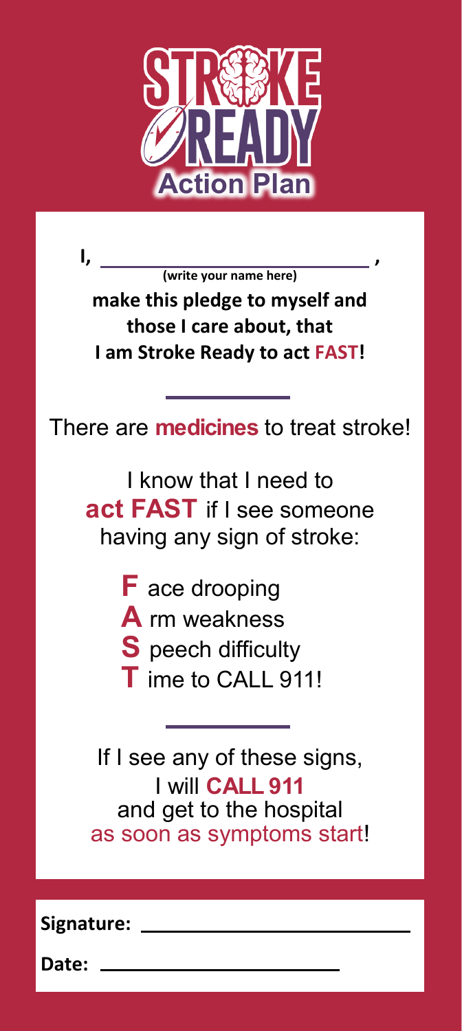# STROKE READY

## Action Plan

**I, \_\_\_\_\_\_\_\_\_\_\_\_\_\_\_\_\_\_\_\_\_\_\_\_\_\_,**
**(write your name here)**

**make this pledge to myself and those I care about, that I am Stroke Ready to act FAST!**

---

There are **medicines** to treat stroke!

I know that I need to **act FAST** if I see someone having any sign of stroke:

- **F** ace drooping
- **A** rm weakness
- **S** peech difficulty
- **T** ime to CALL 911!

---

If I see any of these signs, I will **CALL 911** and get to the hospital as soon as symptoms start!

**Signature:** \_\_\_\_\_\_\_\_\_\_\_\_\_\_\_\_\_\_\_\_\_\_\_\_\_\_

**Date:** \_\_\_\_\_\_\_\_\_\_\_\_\_\_\_\_\_\_\_\_\_\_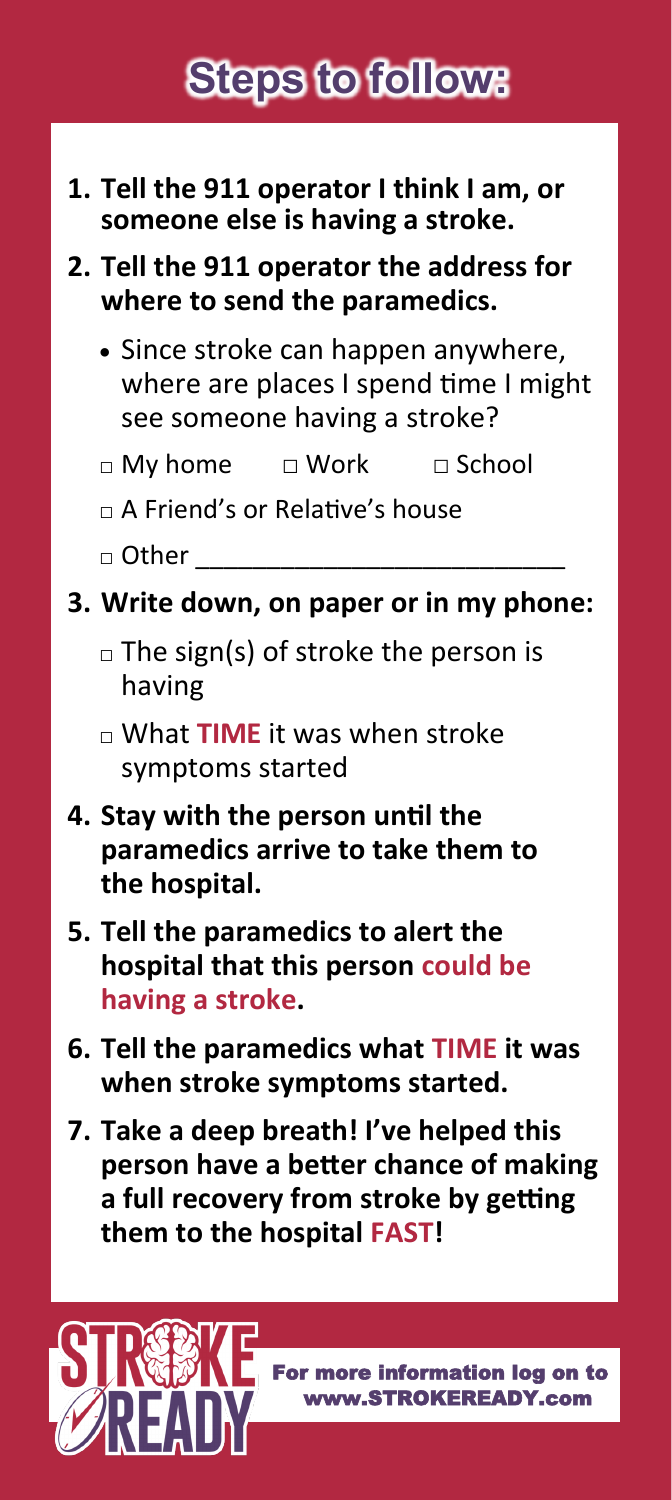# Steps to follow:

1. **Tell the 911 operator I think I am, or someone else is having a stroke.**
2. **Tell the 911 operator the address for where to send the paramedics.**
   - Since stroke can happen anywhere, where are places I spend time I might see someone having a stroke?

   □ My home □ Work □ School

   □ A Friend's or Relative's house

   □ Other ___________________________
3. **Write down, on paper or in my phone:**

   □ The sign(s) of stroke the person is having

   □ What **TIME** it was when stroke symptoms started
4. **Stay with the person until the paramedics arrive to take them to the hospital.**
5. **Tell the paramedics to alert the hospital that this person could be having a stroke.**
6. **Tell the paramedics what TIME it was when stroke symptoms started.**
7. **Take a deep breath! I've helped this person have a better chance of making a full recovery from stroke by getting them to the hospital FAST!**

STROKE READY

**For more information log on to www.STROKEREADY.com**